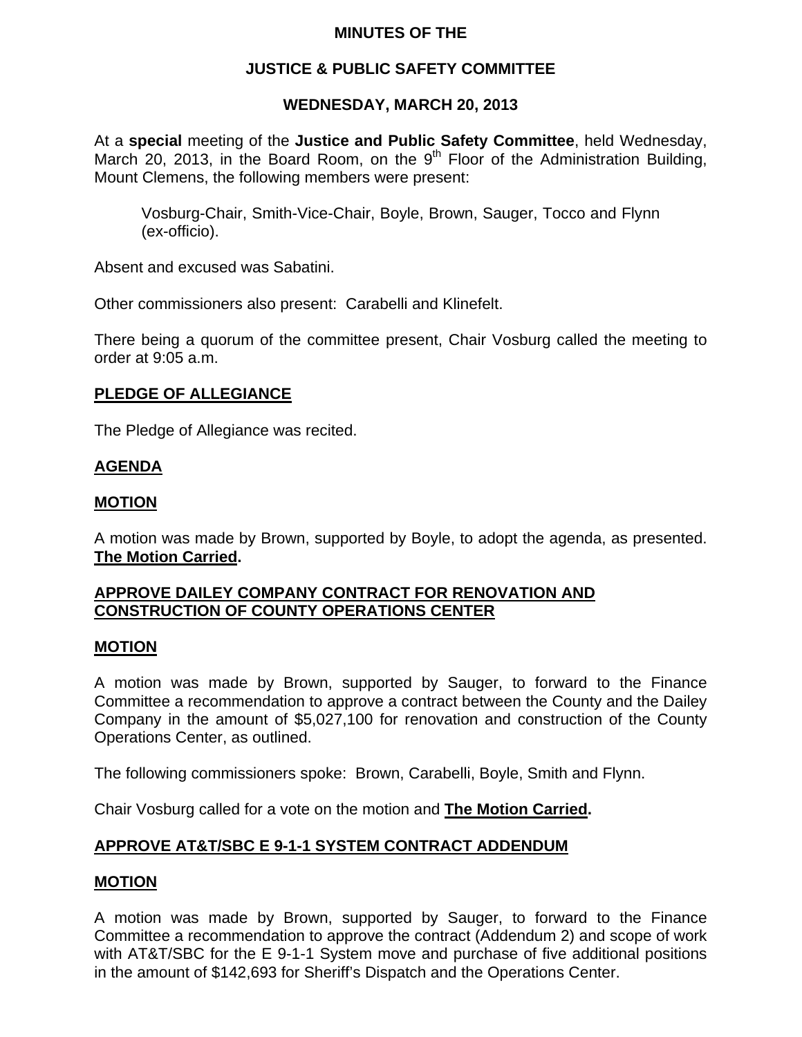# MINUTES OF THE

# JUSTICE & PUBLIC SAFETY COMMITTEE

## WEDNESDAY, MARCH 20, 2013

At a **special** meeting of the **Justice and Public Safety Committee**, held Wednesday, March 20, 2013, in the Board Room, on the 9th Floor of the Administration Building, Mount Clemens, the following members were present:

> Vosburg-Chair, Smith-Vice-Chair, Boyle, Brown, Sauger, Tocco and Flynn (ex-officio).

Absent and excused was Sabatini.

Other commissioners also present: Carabelli and Klinefelt.

There being a quorum of the committee present, Chair Vosburg called the meeting to order at 9:05 a.m.

## PLEDGE OF ALLEGIANCE

The Pledge of Allegiance was recited.

## AGENDA

## MOTION

A motion was made by Brown, supported by Boyle, to adopt the agenda, as presented. **The Motion Carried.**

## APPROVE DAILEY COMPANY CONTRACT FOR RENOVATION AND CONSTRUCTION OF COUNTY OPERATIONS CENTER

## MOTION

A motion was made by Brown, supported by Sauger, to forward to the Finance Committee a recommendation to approve a contract between the County and the Dailey Company in the amount of $5,027,100 for renovation and construction of the County Operations Center, as outlined.

The following commissioners spoke: Brown, Carabelli, Boyle, Smith and Flynn.

Chair Vosburg called for a vote on the motion and **The Motion Carried.**

## APPROVE AT&T/SBC E 9-1-1 SYSTEM CONTRACT ADDENDUM

## MOTION

A motion was made by Brown, supported by Sauger, to forward to the Finance Committee a recommendation to approve the contract (Addendum 2) and scope of work with AT&T/SBC for the E 9-1-1 System move and purchase of five additional positions in the amount of $142,693 for Sheriff's Dispatch and the Operations Center.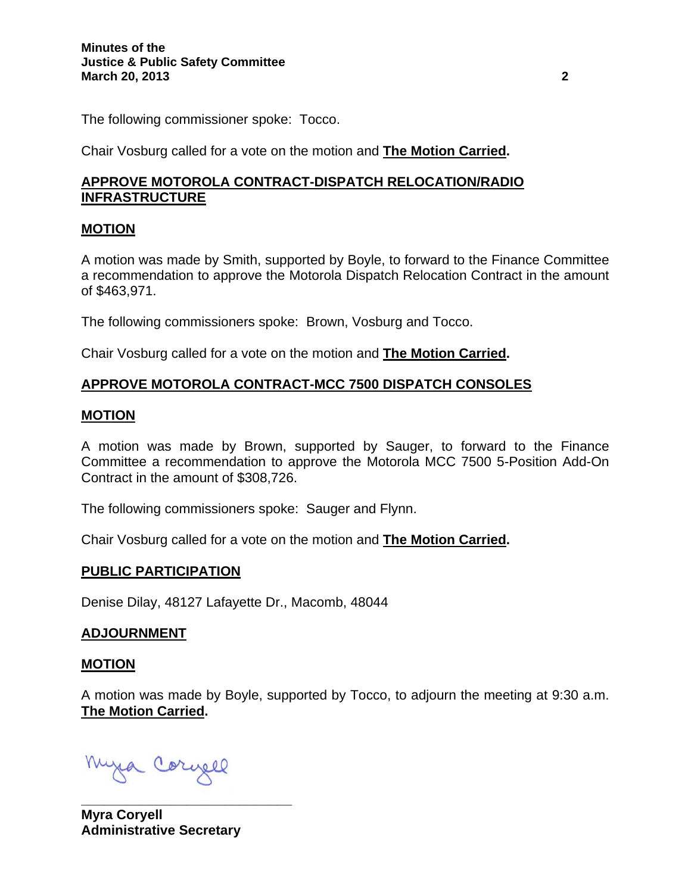The following commissioner spoke: Tocco.

Chair Vosburg called for a vote on the motion and **The Motion Carried.**

## APPROVE MOTOROLA CONTRACT-DISPATCH RELOCATION/RADIO INFRASTRUCTURE

### MOTION

A motion was made by Smith, supported by Boyle, to forward to the Finance Committee a recommendation to approve the Motorola Dispatch Relocation Contract in the amount of $463,971.

The following commissioners spoke: Brown, Vosburg and Tocco.

Chair Vosburg called for a vote on the motion and **The Motion Carried.**

## APPROVE MOTOROLA CONTRACT-MCC 7500 DISPATCH CONSOLES

### MOTION

A motion was made by Brown, supported by Sauger, to forward to the Finance Committee a recommendation to approve the Motorola MCC 7500 5-Position Add-On Contract in the amount of $308,726.

The following commissioners spoke: Sauger and Flynn.

Chair Vosburg called for a vote on the motion and **The Motion Carried.**

## PUBLIC PARTICIPATION

Denise Dilay, 48127 Lafayette Dr., Macomb, 48044

## ADJOURNMENT

### MOTION

A motion was made by Boyle, supported by Tocco, to adjourn the meeting at 9:30 a.m. **The Motion Carried.**

Myra Coryell

**Myra Coryell**
**Administrative Secretary**